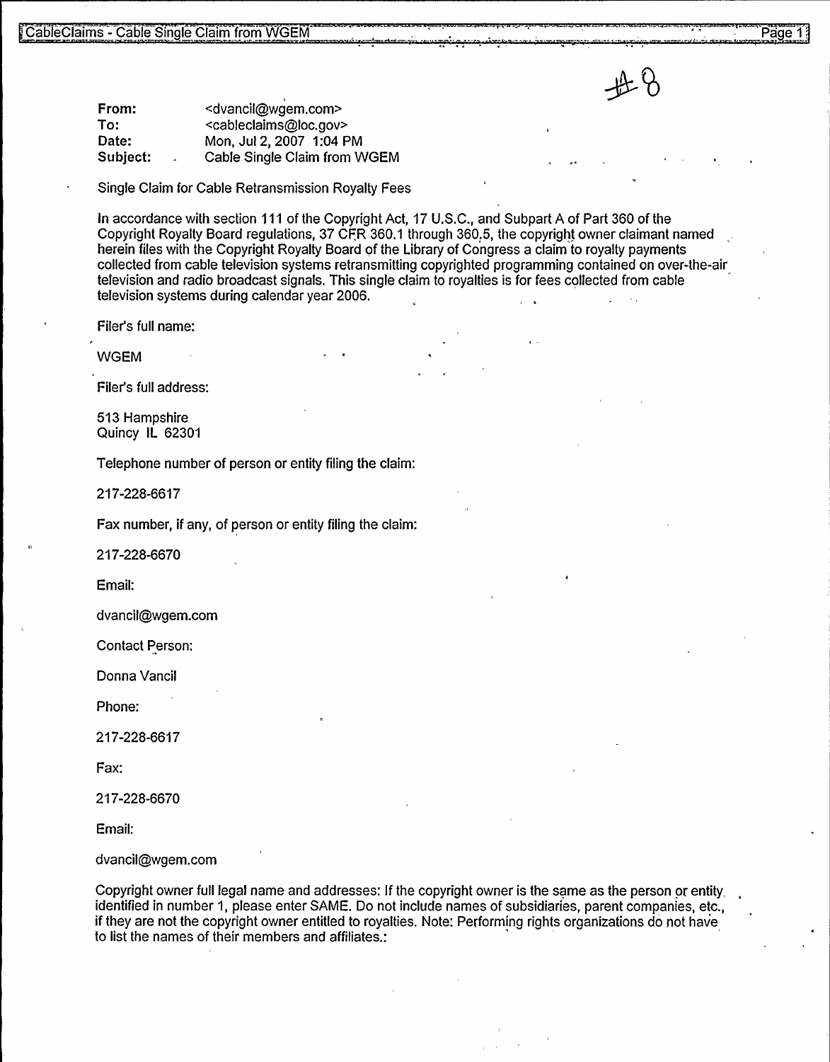#8

**From:** <dvancil@wgem.com>
**To:** <cableclaims@loc.gov>
**Date:** Mon, Jul 2, 2007 1:04 PM
**Subject:** Cable Single Claim from WGEM

Single Claim for Cable Retransmission Royalty Fees

In accordance with section 111 of the Copyright Act, 17 U.S.C., and Subpart A of Part 360 of the Copyright Royalty Board regulations, 37 CFR 360.1 through 360.5, the copyright owner claimant named herein files with the Copyright Royalty Board of the Library of Congress a claim to royalty payments collected from cable television systems retransmitting copyrighted programming contained on over-the-air television and radio broadcast signals. This single claim to royalties is for fees collected from cable television systems during calendar year 2006.

Filer's full name:

WGEM

Filer's full address:

513 Hampshire
Quincy IL 62301

Telephone number of person or entity filing the claim:

217-228-6617

Fax number, if any, of person or entity filing the claim:

217-228-6670

Email:

dvancil@wgem.com

Contact Person:

Donna Vancil

Phone:

217-228-6617

Fax:

217-228-6670

Email:

dvancil@wgem.com

Copyright owner full legal name and addresses: If the copyright owner is the same as the person or entity identified in number 1, please enter SAME. Do not include names of subsidiaries, parent companies, etc., if they are not the copyright owner entitled to royalties. Note: Performing rights organizations do not have to list the names of their members and affiliates.: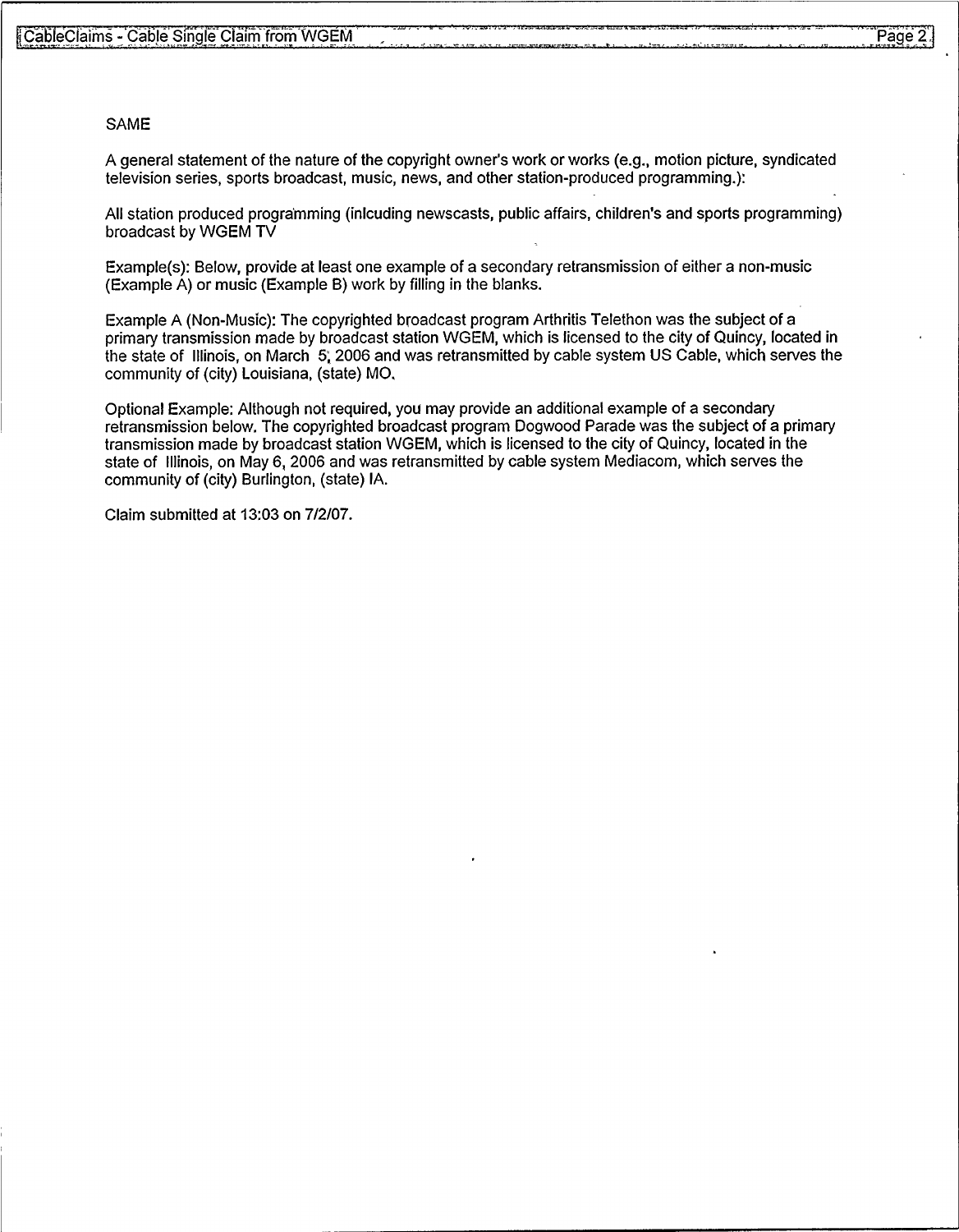SAME

A general statement of the nature of the copyright owner's work or works (e.g., motion picture, syndicated television series, sports broadcast, music, news, and other station-produced programming.):

All station produced programming (inlcuding newscasts, public affairs, children's and sports programming) broadcast by WGEM TV

Example(s): Below, provide at least one example of a secondary retransmission of either a non-music (Example A) or music (Example B) work by filling in the blanks.

Example A (Non-Music): The copyrighted broadcast program Arthritis Telethon was the subject of a primary transmission made by broadcast station WGEM, which is licensed to the city of Quincy, located in the state of Illinois, on March 5, 2006 and was retransmitted by cable system US Cable, which serves the community of (city) Louisiana, (state) MO.

Optional Example: Although not required, you may provide an additional example of a secondary retransmission below. The copyrighted broadcast program Dogwood Parade was the subject of a primary transmission made by broadcast station WGEM, which is licensed to the city of Quincy, located in the state of Illinois, on May 6, 2006 and was retransmitted by cable system Mediacom, which serves the community of (city) Burlington, (state) IA.

Claim submitted at 13:03 on 7/2/07.